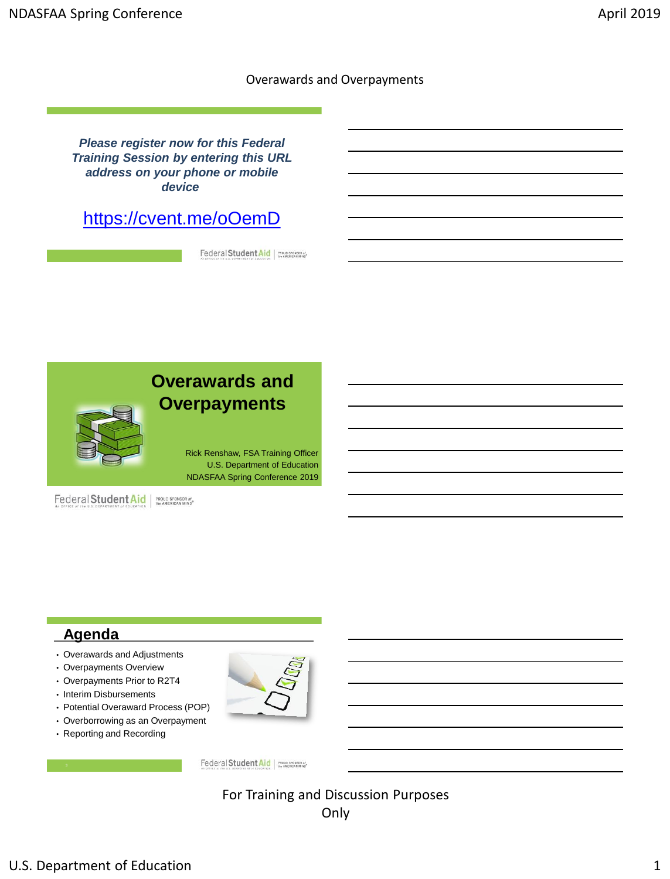# Overawards and Overpayments

*Please register now for this Federal Training Session by entering this URL address on your phone or mobile device*

https://cvent.me/oOemD

## Overawards and Overpayments

Rick Renshaw, FSA Training Officer
U.S. Department of Education
NDASFAA Spring Conference 2019

## Agenda

- Overawards and Adjustments
- Overpayments Overview
- Overpayments Prior to R2T4
- Interim Disbursements
- Potential Overaward Process (POP)
- Overborrowing as an Overpayment
- Reporting and Recording

For Training and Discussion Purposes Only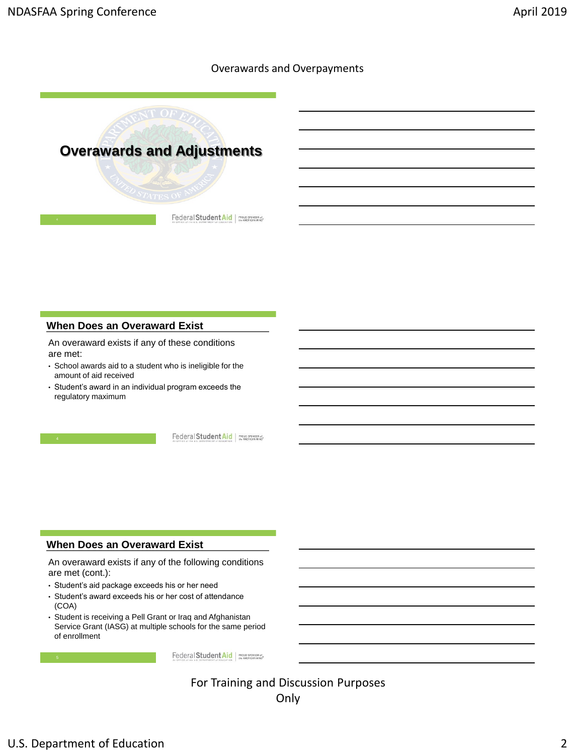Overawards and Overpayments

## Overawards and Adjustments

## When Does an Overaward Exist

An overaward exists if any of these conditions are met:

- School awards aid to a student who is ineligible for the amount of aid received
- Student's award in an individual program exceeds the regulatory maximum

## When Does an Overaward Exist

An overaward exists if any of the following conditions are met (cont.):

- Student's aid package exceeds his or her need
- Student's award exceeds his or her cost of attendance (COA)
- Student is receiving a Pell Grant or Iraq and Afghanistan Service Grant (IASG) at multiple schools for the same period of enrollment

For Training and Discussion Purposes Only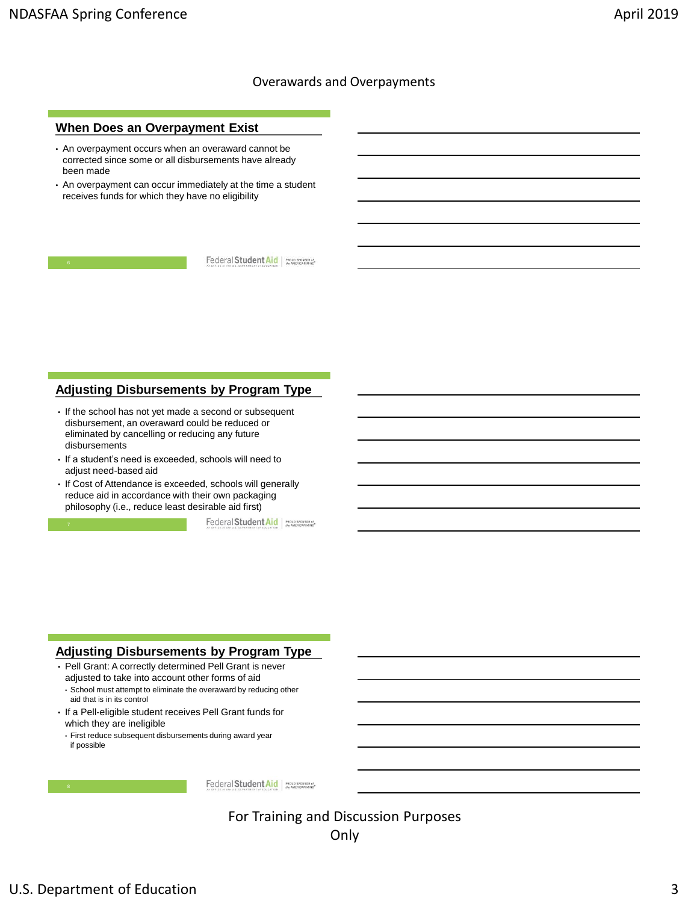# Overawards and Overpayments

## When Does an Overpayment Exist

- An overpayment occurs when an overaward cannot be corrected since some or all disbursements have already been made
- An overpayment can occur immediately at the time a student receives funds for which they have no eligibility

## Adjusting Disbursements by Program Type

- If the school has not yet made a second or subsequent disbursement, an overaward could be reduced or eliminated by cancelling or reducing any future disbursements
- If a student's need is exceeded, schools will need to adjust need-based aid
- If Cost of Attendance is exceeded, schools will generally reduce aid in accordance with their own packaging philosophy (i.e., reduce least desirable aid first)

## Adjusting Disbursements by Program Type

- Pell Grant: A correctly determined Pell Grant is never adjusted to take into account other forms of aid
  - School must attempt to eliminate the overaward by reducing other aid that is in its control
- If a Pell-eligible student receives Pell Grant funds for which they are ineligible
  - First reduce subsequent disbursements during award year if possible

For Training and Discussion Purposes Only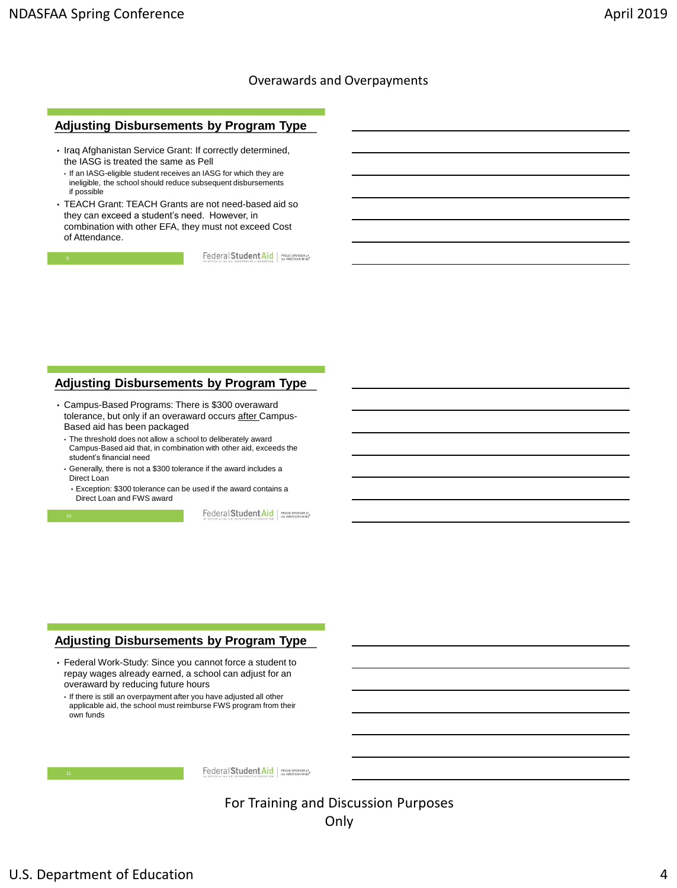# Overawards and Overpayments

## Adjusting Disbursements by Program Type

- Iraq Afghanistan Service Grant: If correctly determined, the IASG is treated the same as Pell
  - If an IASG-eligible student receives an IASG for which they are ineligible, the school should reduce subsequent disbursements if possible
- TEACH Grant: TEACH Grants are not need-based aid so they can exceed a student's need. However, in combination with other EFA, they must not exceed Cost of Attendance.

## Adjusting Disbursements by Program Type

- Campus-Based Programs: There is $300 overaward tolerance, but only if an overaward occurs after Campus-Based aid has been packaged
  - The threshold does not allow a school to deliberately award Campus-Based aid that, in combination with other aid, exceeds the student's financial need
  - Generally, there is not a $300 tolerance if the award includes a Direct Loan
    - Exception: $300 tolerance can be used if the award contains a Direct Loan and FWS award

## Adjusting Disbursements by Program Type

- Federal Work-Study: Since you cannot force a student to repay wages already earned, a school can adjust for an overaward by reducing future hours
  - If there is still an overpayment after you have adjusted all other applicable aid, the school must reimburse FWS program from their own funds

For Training and Discussion Purposes Only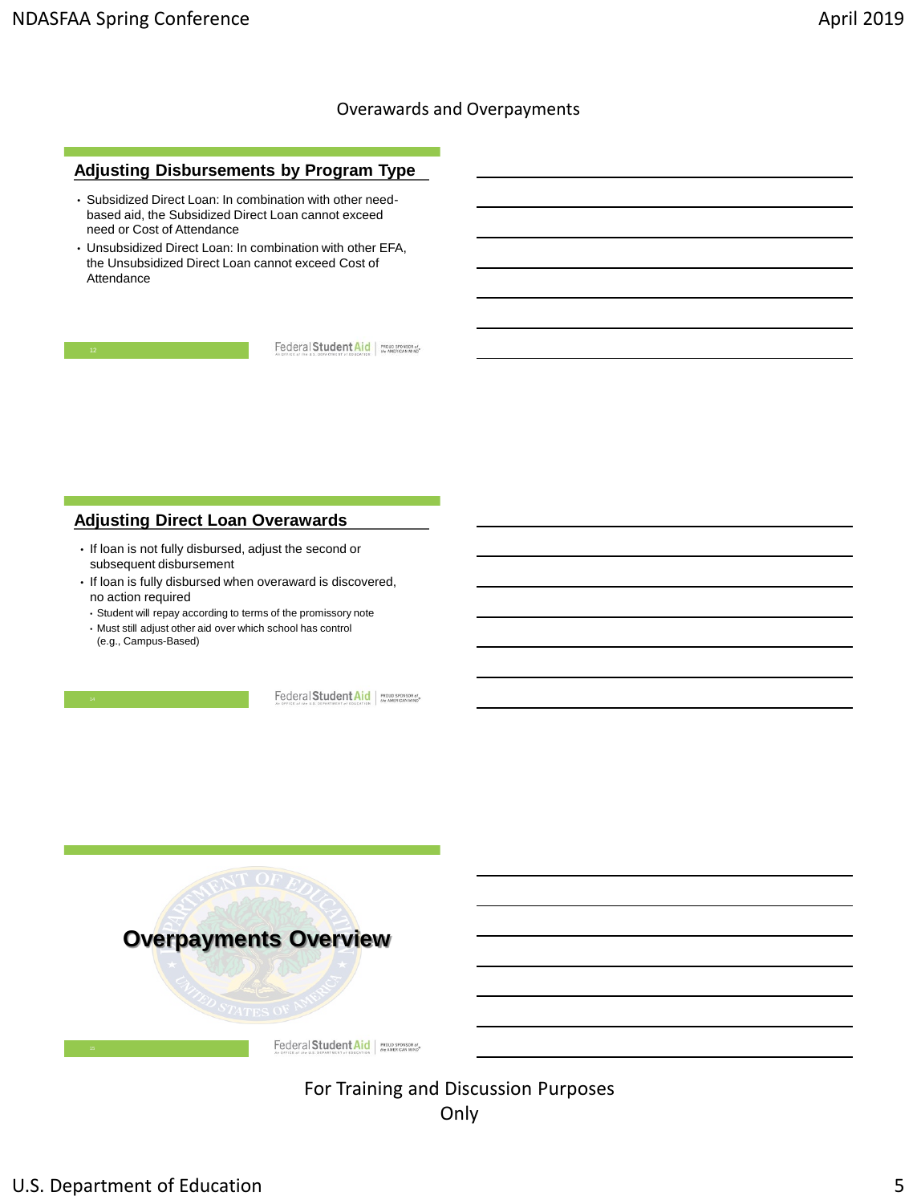Overawards and Overpayments

## Adjusting Disbursements by Program Type

- Subsidized Direct Loan: In combination with other need-based aid, the Subsidized Direct Loan cannot exceed need or Cost of Attendance
- Unsubsidized Direct Loan: In combination with other EFA, the Unsubsidized Direct Loan cannot exceed Cost of Attendance

## Adjusting Direct Loan Overawards

- If loan is not fully disbursed, adjust the second or subsequent disbursement
- If loan is fully disbursed when overaward is discovered, no action required
  - Student will repay according to terms of the promissory note
  - Must still adjust other aid over which school has control (e.g., Campus-Based)

## Overpayments Overview

For Training and Discussion Purposes Only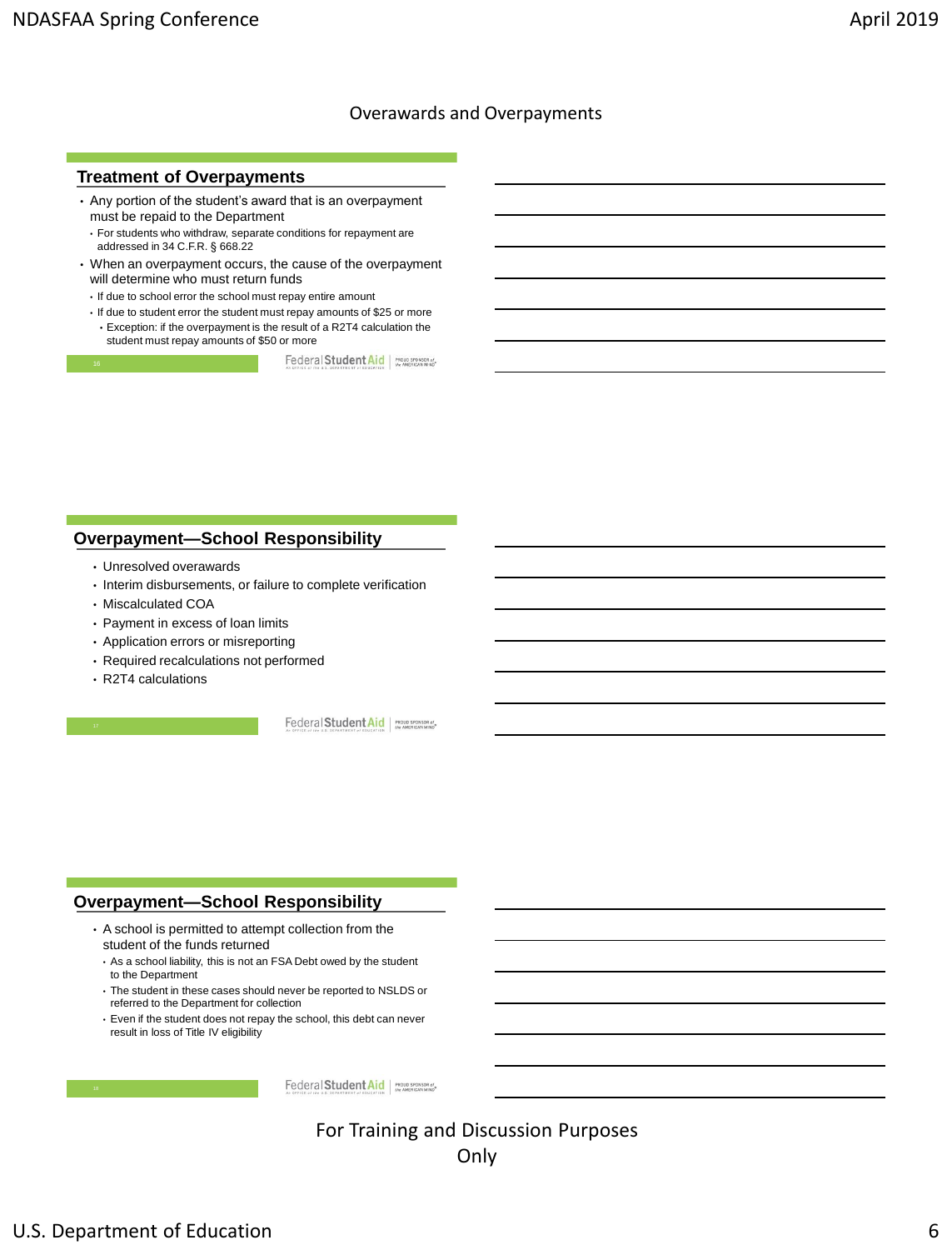# Overawards and Overpayments

## Treatment of Overpayments

- Any portion of the student's award that is an overpayment must be repaid to the Department
  - For students who withdraw, separate conditions for repayment are addressed in 34 C.F.R. § 668.22
- When an overpayment occurs, the cause of the overpayment will determine who must return funds
  - If due to school error the school must repay entire amount
  - If due to student error the student must repay amounts of $25 or more
    - Exception: if the overpayment is the result of a R2T4 calculation the student must repay amounts of $50 or more

## Overpayment—School Responsibility

- Unresolved overawards
- Interim disbursements, or failure to complete verification
- Miscalculated COA
- Payment in excess of loan limits
- Application errors or misreporting
- Required recalculations not performed
- R2T4 calculations

## Overpayment—School Responsibility

- A school is permitted to attempt collection from the student of the funds returned
  - As a school liability, this is not an FSA Debt owed by the student to the Department
  - The student in these cases should never be reported to NSLDS or referred to the Department for collection
  - Even if the student does not repay the school, this debt can never result in loss of Title IV eligibility

For Training and Discussion Purposes Only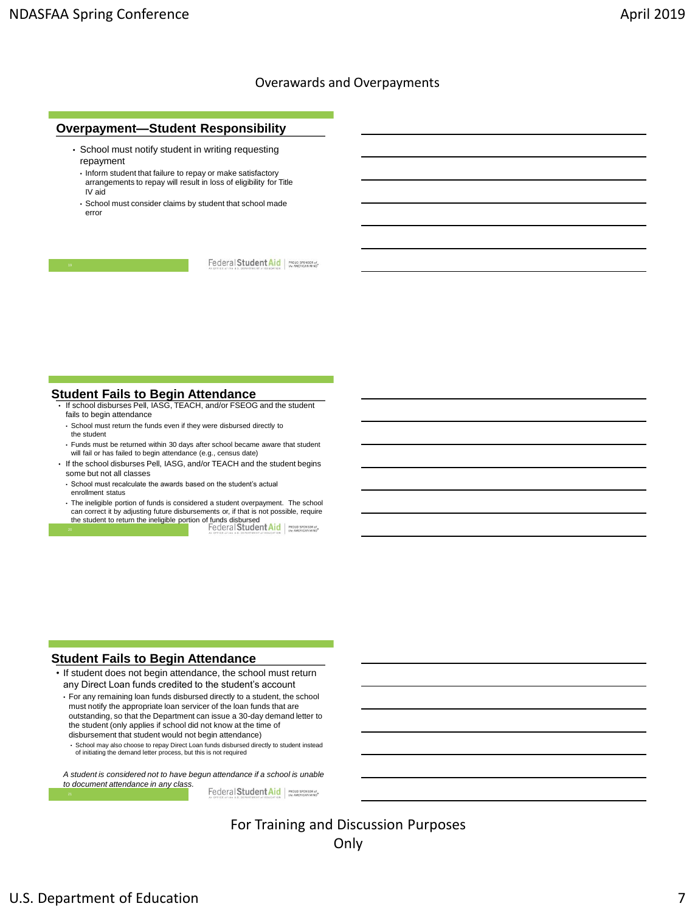## Overawards and Overpayments

### Overpayment—Student Responsibility

- School must notify student in writing requesting repayment
  - Inform student that failure to repay or make satisfactory arrangements to repay will result in loss of eligibility for Title IV aid
  - School must consider claims by student that school made error

### Student Fails to Begin Attendance

- If school disburses Pell, IASG, TEACH, and/or FSEOG and the student fails to begin attendance
  - School must return the funds even if they were disbursed directly to the student
  - Funds must be returned within 30 days after school became aware that student will fail or has failed to begin attendance (e.g., census date)
- If the school disburses Pell, IASG, and/or TEACH and the student begins some but not all classes
  - School must recalculate the awards based on the student's actual enrollment status
  - The ineligible portion of funds is considered a student overpayment. The school can correct it by adjusting future disbursements or, if that is not possible, require the student to return the ineligible portion of funds disbursed

### Student Fails to Begin Attendance

- If student does not begin attendance, the school must return any Direct Loan funds credited to the student's account
  - For any remaining loan funds disbursed directly to a student, the school must notify the appropriate loan servicer of the loan funds that are outstanding, so that the Department can issue a 30-day demand letter to the student (only applies if school did not know at the time of disbursement that student would not begin attendance)
    - School may also choose to repay Direct Loan funds disbursed directly to student instead of initiating the demand letter process, but this is not required

*A student is considered not to have begun attendance if a school is unable to document attendance in any class.*

For Training and Discussion Purposes Only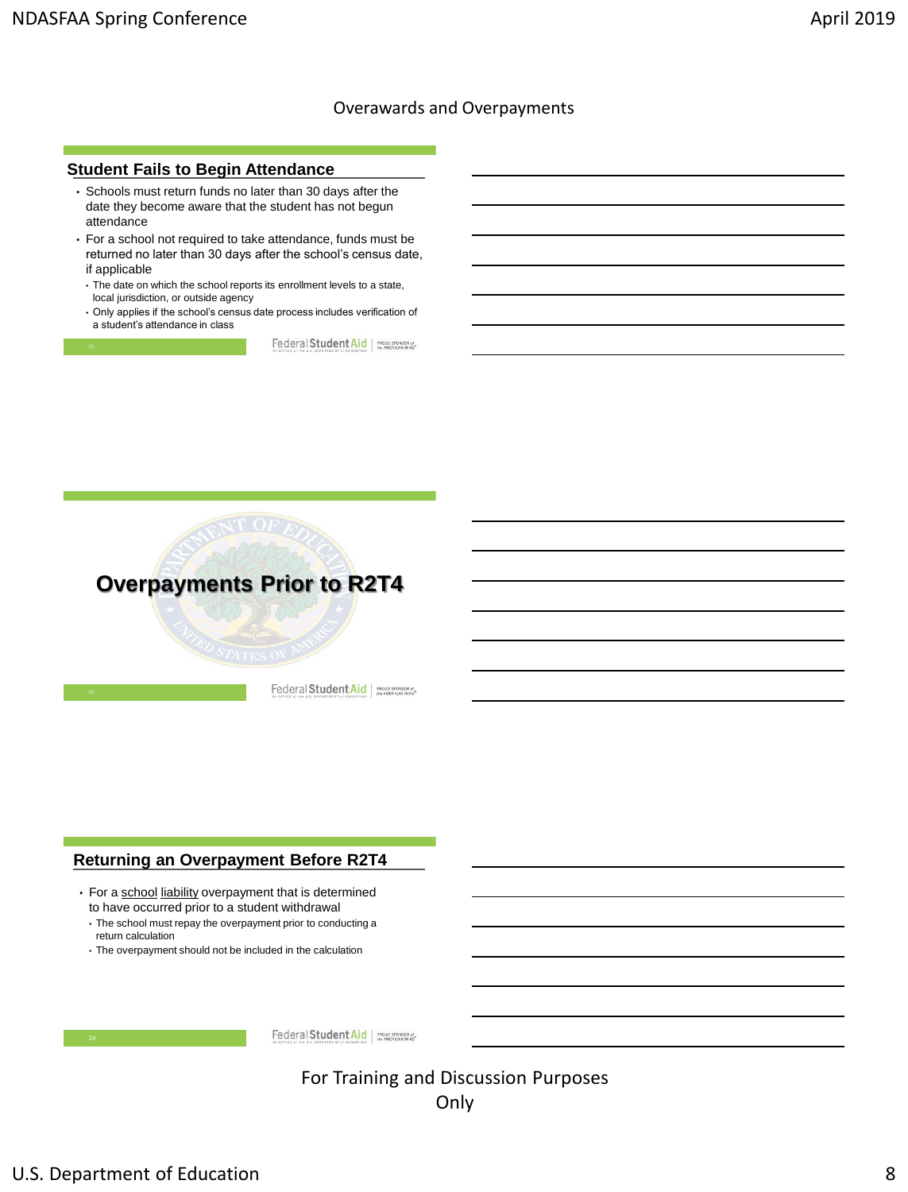Overawards and Overpayments

## Student Fails to Begin Attendance

- Schools must return funds no later than 30 days after the date they become aware that the student has not begun attendance
- For a school not required to take attendance, funds must be returned no later than 30 days after the school's census date, if applicable
  - The date on which the school reports its enrollment levels to a state, local jurisdiction, or outside agency
  - Only applies if the school's census date process includes verification of a student's attendance in class

## Overpayments Prior to R2T4

## Returning an Overpayment Before R2T4

- For a school liability overpayment that is determined to have occurred prior to a student withdrawal
  - The school must repay the overpayment prior to conducting a return calculation
  - The overpayment should not be included in the calculation

For Training and Discussion Purposes Only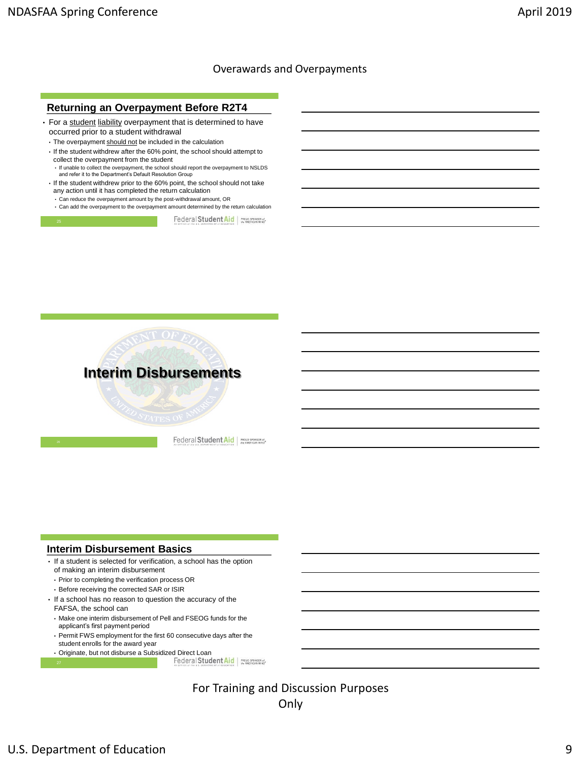## Overawards and Overpayments

### Returning an Overpayment Before R2T4

- For a student liability overpayment that is determined to have occurred prior to a student withdrawal
  - The overpayment should not be included in the calculation
  - If the student withdrew after the 60% point, the school should attempt to collect the overpayment from the student
    - If unable to collect the overpayment, the school should report the overpayment to NSLDS and refer it to the Department's Default Resolution Group
  - If the student withdrew prior to the 60% point, the school should not take any action until it has completed the return calculation
    - Can reduce the overpayment amount by the post-withdrawal amount, OR
    - Can add the overpayment to the overpayment amount determined by the return calculation

### Interim Disbursements

### Interim Disbursement Basics

- If a student is selected for verification, a school has the option of making an interim disbursement
  - Prior to completing the verification process OR
  - Before receiving the corrected SAR or ISIR
- If a school has no reason to question the accuracy of the FAFSA, the school can
  - Make one interim disbursement of Pell and FSEOG funds for the applicant's first payment period
  - Permit FWS employment for the first 60 consecutive days after the student enrolls for the award year
  - Originate, but not disburse a Subsidized Direct Loan

For Training and Discussion Purposes Only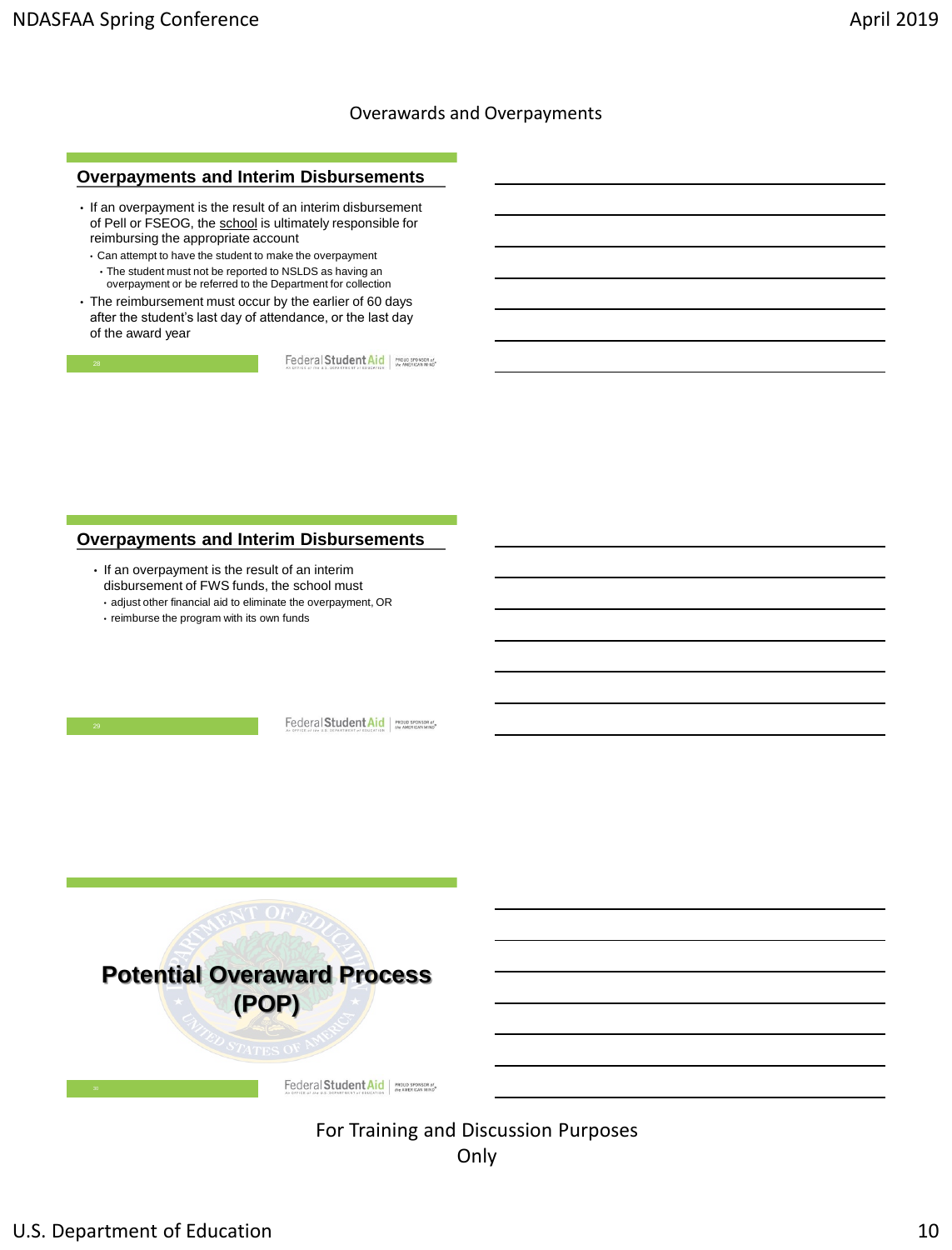Overawards and Overpayments

## Overpayments and Interim Disbursements

- If an overpayment is the result of an interim disbursement of Pell or FSEOG, the school is ultimately responsible for reimbursing the appropriate account
  - Can attempt to have the student to make the overpayment
    - The student must not be reported to NSLDS as having an overpayment or be referred to the Department for collection
- The reimbursement must occur by the earlier of 60 days after the student's last day of attendance, or the last day of the award year

## Overpayments and Interim Disbursements

- If an overpayment is the result of an interim disbursement of FWS funds, the school must
  - adjust other financial aid to eliminate the overpayment, OR
  - reimburse the program with its own funds

## Potential Overaward Process (POP)

For Training and Discussion Purposes Only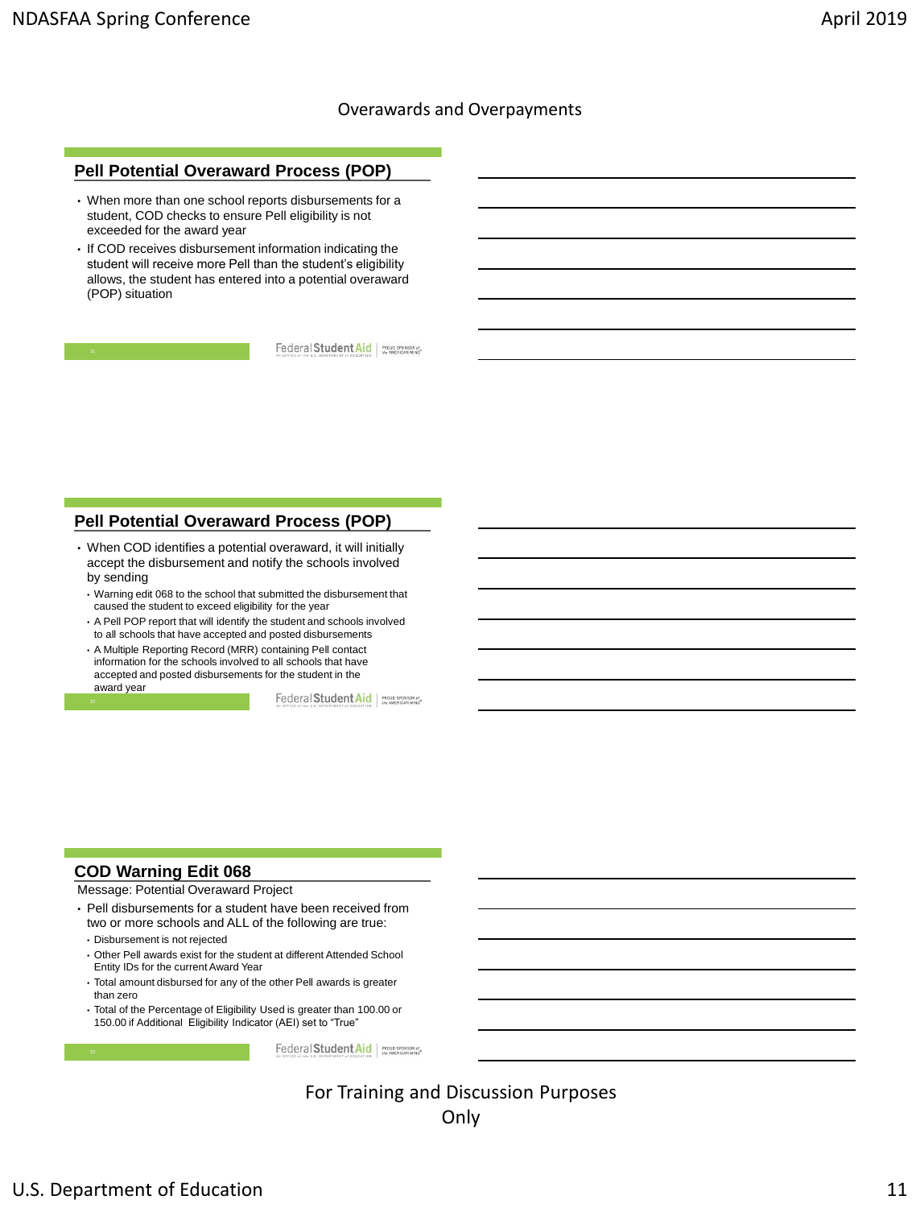Overawards and Overpayments

## Pell Potential Overaward Process (POP)

- When more than one school reports disbursements for a student, COD checks to ensure Pell eligibility is not exceeded for the award year
- If COD receives disbursement information indicating the student will receive more Pell than the student's eligibility allows, the student has entered into a potential overaward (POP) situation

## Pell Potential Overaward Process (POP)

- When COD identifies a potential overaward, it will initially accept the disbursement and notify the schools involved by sending
  - Warning edit 068 to the school that submitted the disbursement that caused the student to exceed eligibility for the year
  - A Pell POP report that will identify the student and schools involved to all schools that have accepted and posted disbursements
  - A Multiple Reporting Record (MRR) containing Pell contact information for the schools involved to all schools that have accepted and posted disbursements for the student in the award year

## COD Warning Edit 068

Message: Potential Overaward Project

- Pell disbursements for a student have been received from two or more schools and ALL of the following are true:
  - Disbursement is not rejected
  - Other Pell awards exist for the student at different Attended School Entity IDs for the current Award Year
  - Total amount disbursed for any of the other Pell awards is greater than zero
  - Total of the Percentage of Eligibility Used is greater than 100.00 or 150.00 if Additional Eligibility Indicator (AEI) set to "True"

For Training and Discussion Purposes Only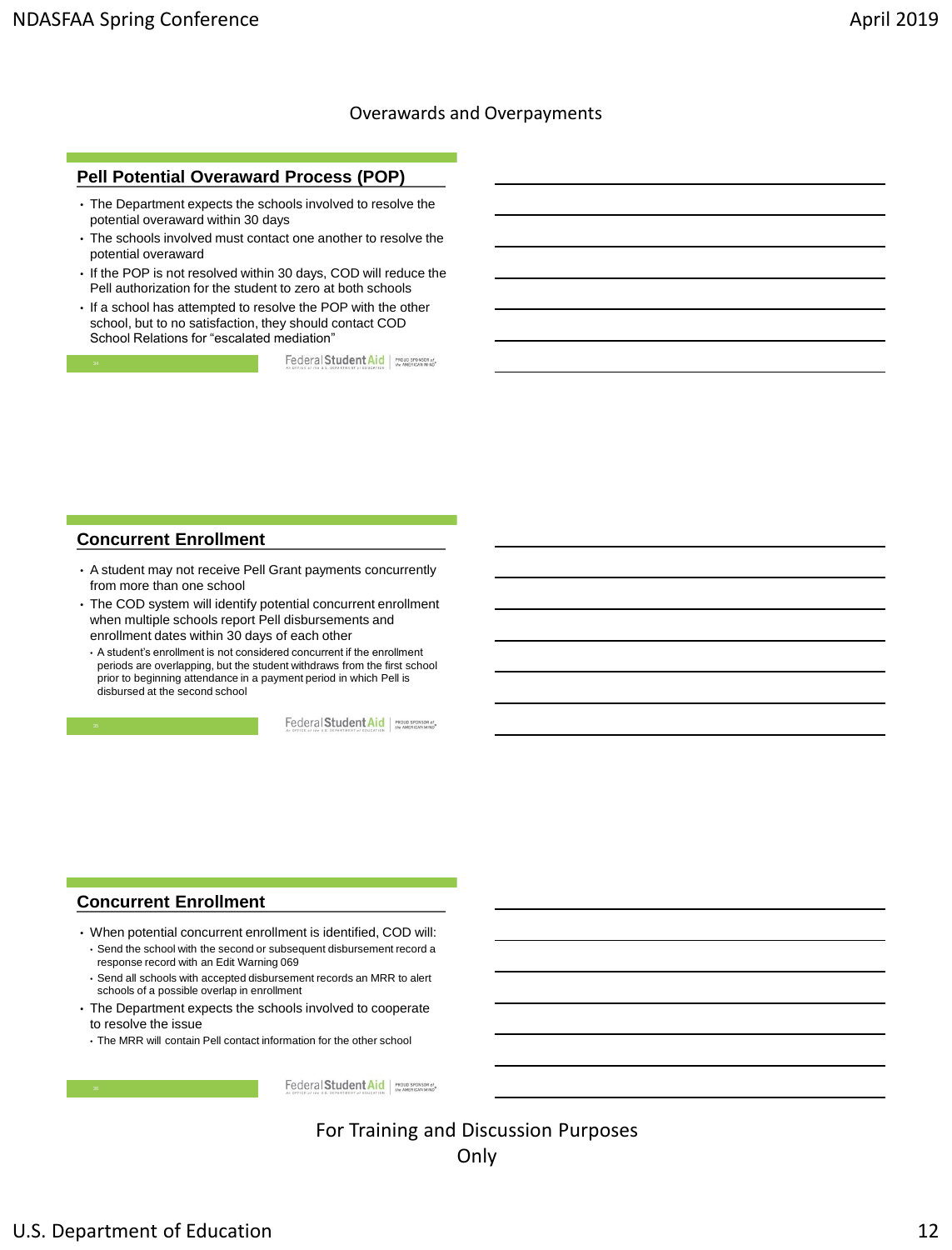## Overawards and Overpayments

### Pell Potential Overaward Process (POP)

- The Department expects the schools involved to resolve the potential overaward within 30 days
- The schools involved must contact one another to resolve the potential overaward
- If the POP is not resolved within 30 days, COD will reduce the Pell authorization for the student to zero at both schools
- If a school has attempted to resolve the POP with the other school, but to no satisfaction, they should contact COD School Relations for "escalated mediation"

### Concurrent Enrollment

- A student may not receive Pell Grant payments concurrently from more than one school
- The COD system will identify potential concurrent enrollment when multiple schools report Pell disbursements and enrollment dates within 30 days of each other
  - A student's enrollment is not considered concurrent if the enrollment periods are overlapping, but the student withdraws from the first school prior to beginning attendance in a payment period in which Pell is disbursed at the second school

### Concurrent Enrollment

- When potential concurrent enrollment is identified, COD will:
  - Send the school with the second or subsequent disbursement record a response record with an Edit Warning 069
  - Send all schools with accepted disbursement records an MRR to alert schools of a possible overlap in enrollment
- The Department expects the schools involved to cooperate to resolve the issue
  - The MRR will contain Pell contact information for the other school

For Training and Discussion Purposes Only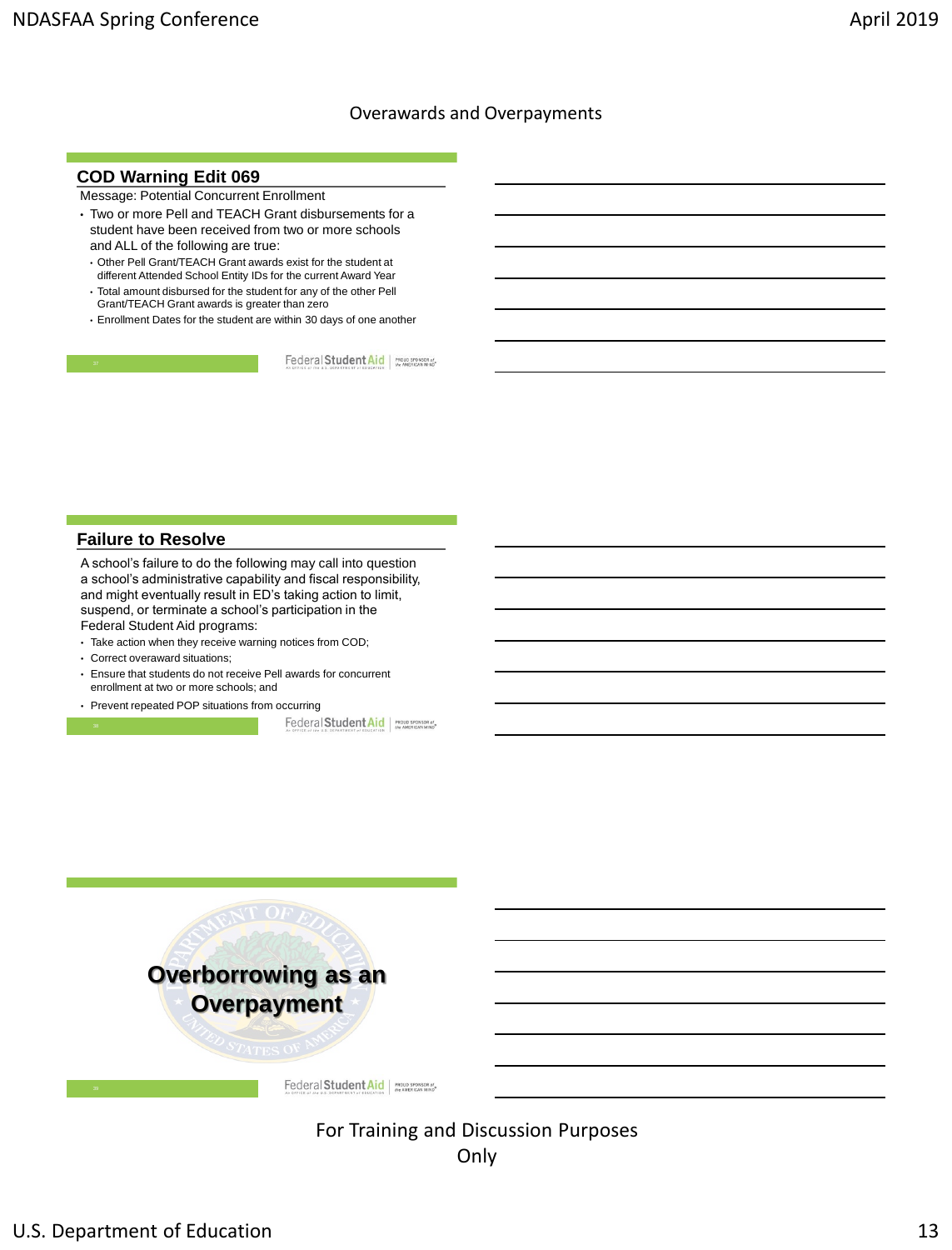Overawards and Overpayments

## COD Warning Edit 069

Message: Potential Concurrent Enrollment

- Two or more Pell and TEACH Grant disbursements for a student have been received from two or more schools and ALL of the following are true:
  - Other Pell Grant/TEACH Grant awards exist for the student at different Attended School Entity IDs for the current Award Year
  - Total amount disbursed for the student for any of the other Pell Grant/TEACH Grant awards is greater than zero
  - Enrollment Dates for the student are within 30 days of one another

## Failure to Resolve

A school's failure to do the following may call into question a school's administrative capability and fiscal responsibility, and might eventually result in ED's taking action to limit, suspend, or terminate a school's participation in the Federal Student Aid programs:

- Take action when they receive warning notices from COD;
- Correct overaward situations;
- Ensure that students do not receive Pell awards for concurrent enrollment at two or more schools; and
- Prevent repeated POP situations from occurring

## Overborrowing as an Overpayment

For Training and Discussion Purposes Only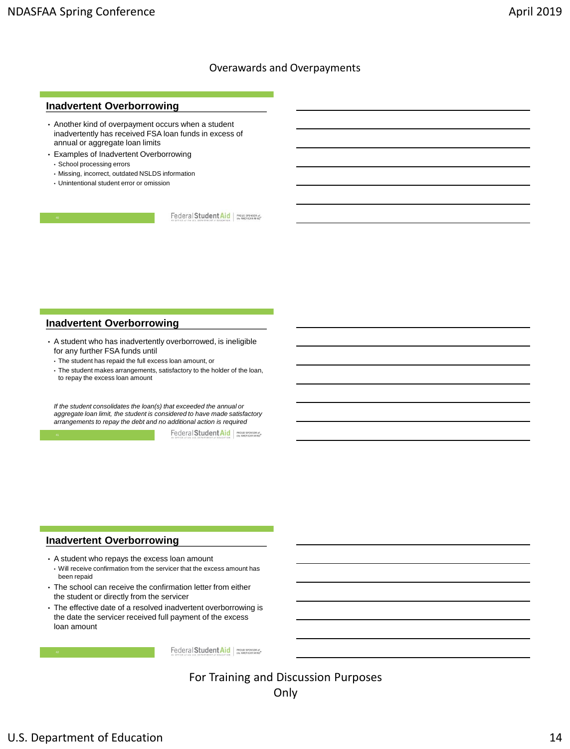Overawards and Overpayments

## Inadvertent Overborrowing

- Another kind of overpayment occurs when a student inadvertently has received FSA loan funds in excess of annual or aggregate loan limits
- Examples of Inadvertent Overborrowing
  - School processing errors
  - Missing, incorrect, outdated NSLDS information
  - Unintentional student error or omission

## Inadvertent Overborrowing

- A student who has inadvertently overborrowed, is ineligible for any further FSA funds until
  - The student has repaid the full excess loan amount, or
  - The student makes arrangements, satisfactory to the holder of the loan, to repay the excess loan amount

*If the student consolidates the loan(s) that exceeded the annual or aggregate loan limit, the student is considered to have made satisfactory arrangements to repay the debt and no additional action is required*

## Inadvertent Overborrowing

- A student who repays the excess loan amount
  - Will receive confirmation from the servicer that the excess amount has been repaid
- The school can receive the confirmation letter from either the student or directly from the servicer
- The effective date of a resolved inadvertent overborrowing is the date the servicer received full payment of the excess loan amount

For Training and Discussion Purposes Only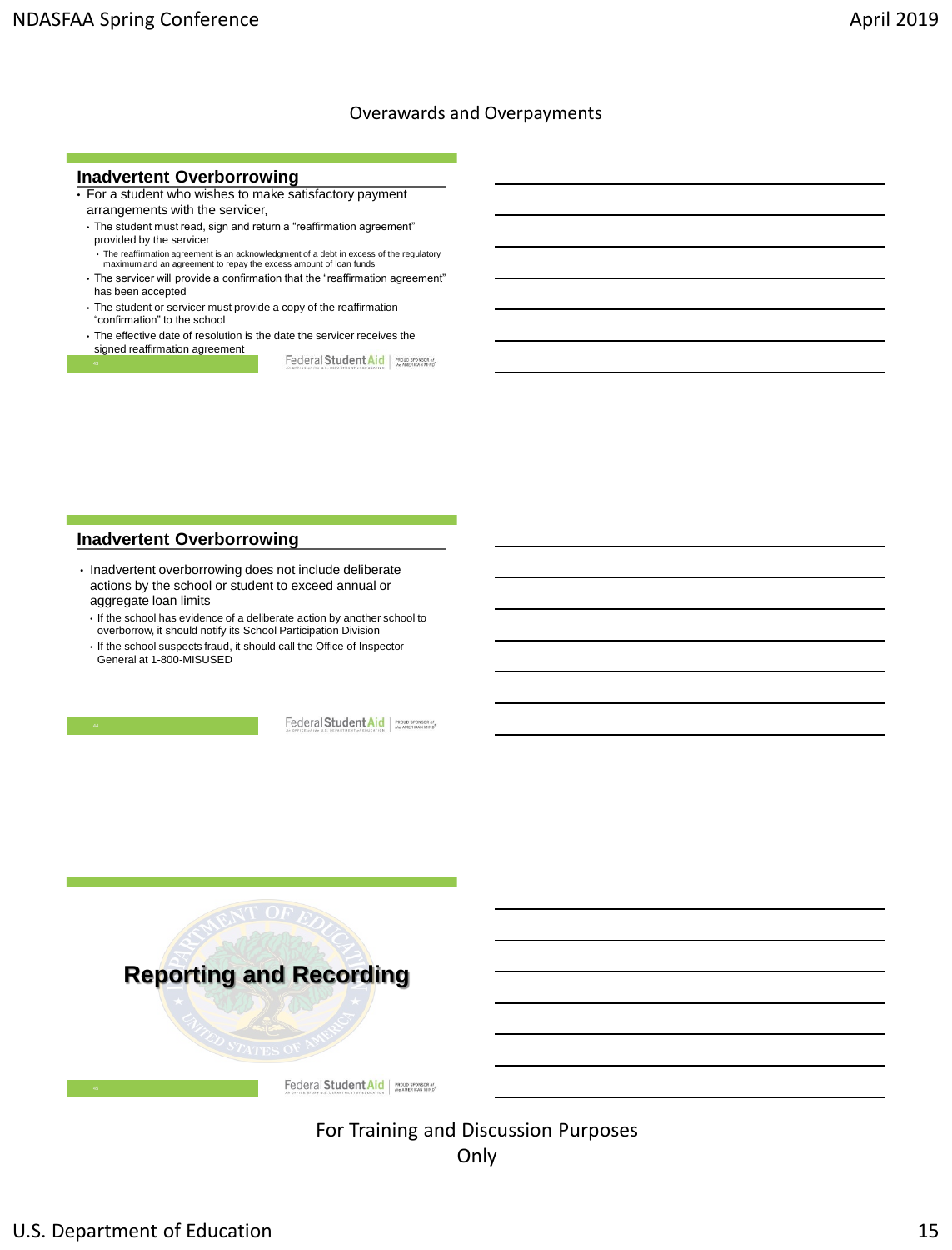Overawards and Overpayments

## Inadvertent Overborrowing

- For a student who wishes to make satisfactory payment arrangements with the servicer,
  - The student must read, sign and return a “reaffirmation agreement” provided by the servicer
    - The reaffirmation agreement is an acknowledgment of a debt in excess of the regulatory maximum and an agreement to repay the excess amount of loan funds
  - The servicer will provide a confirmation that the “reaffirmation agreement” has been accepted
  - The student or servicer must provide a copy of the reaffirmation “confirmation” to the school
  - The effective date of resolution is the date the servicer receives the signed reaffirmation agreement

## Inadvertent Overborrowing

- Inadvertent overborrowing does not include deliberate actions by the school or student to exceed annual or aggregate loan limits
  - If the school has evidence of a deliberate action by another school to overborrow, it should notify its School Participation Division
  - If the school suspects fraud, it should call the Office of Inspector General at 1-800-MISUSED

## Reporting and Recording

For Training and Discussion Purposes Only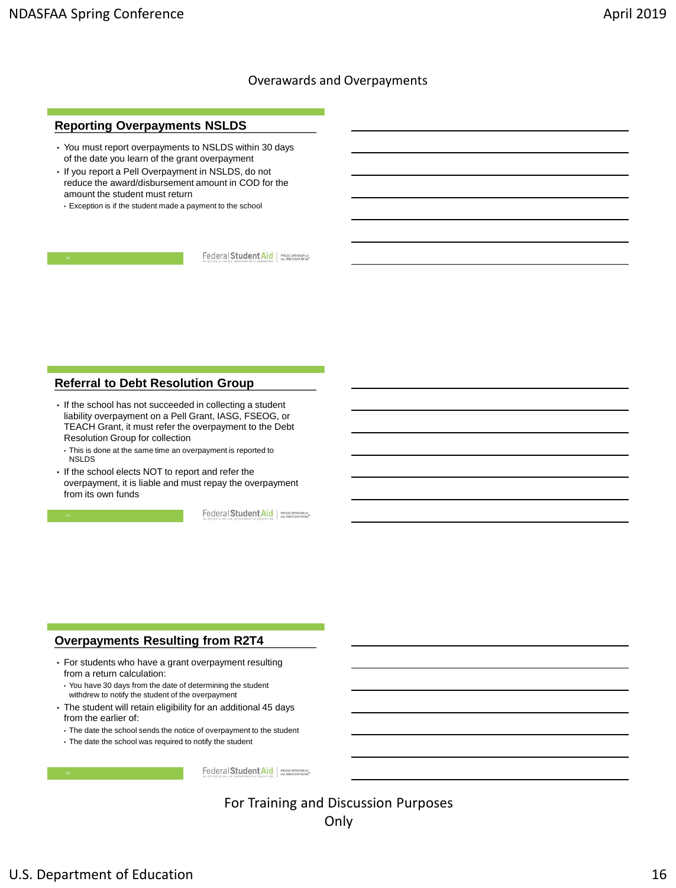Overawards and Overpayments

## Reporting Overpayments NSLDS

- You must report overpayments to NSLDS within 30 days of the date you learn of the grant overpayment
- If you report a Pell Overpayment in NSLDS, do not reduce the award/disbursement amount in COD for the amount the student must return
  - Exception is if the student made a payment to the school

## Referral to Debt Resolution Group

- If the school has not succeeded in collecting a student liability overpayment on a Pell Grant, IASG, FSEOG, or TEACH Grant, it must refer the overpayment to the Debt Resolution Group for collection
  - This is done at the same time an overpayment is reported to NSLDS
- If the school elects NOT to report and refer the overpayment, it is liable and must repay the overpayment from its own funds

## Overpayments Resulting from R2T4

- For students who have a grant overpayment resulting from a return calculation:
  - You have 30 days from the date of determining the student withdrew to notify the student of the overpayment
- The student will retain eligibility for an additional 45 days from the earlier of:
  - The date the school sends the notice of overpayment to the student
  - The date the school was required to notify the student

For Training and Discussion Purposes Only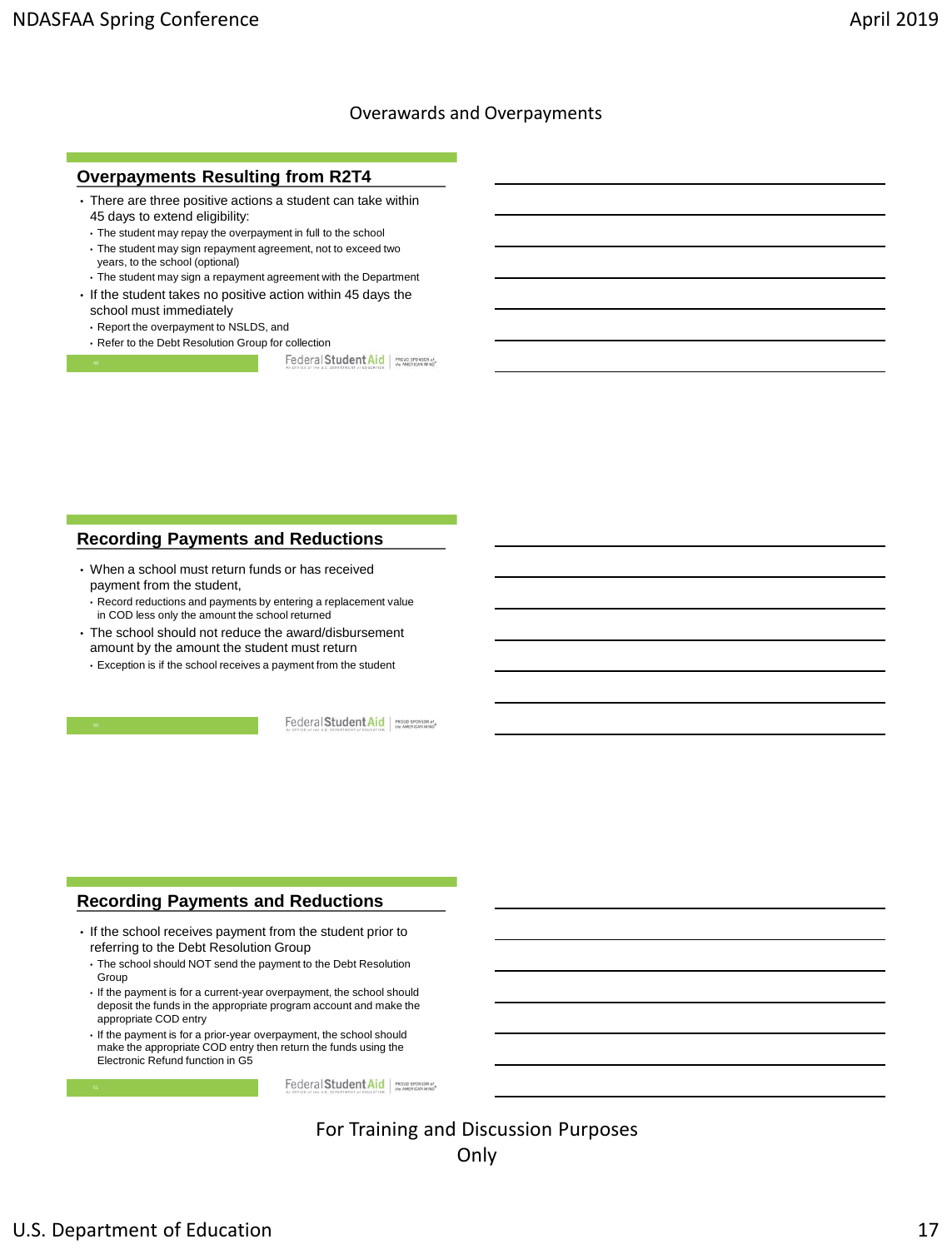Overawards and Overpayments

## Overpayments Resulting from R2T4

- There are three positive actions a student can take within 45 days to extend eligibility:
  - The student may repay the overpayment in full to the school
  - The student may sign repayment agreement, not to exceed two years, to the school (optional)
  - The student may sign a repayment agreement with the Department
- If the student takes no positive action within 45 days the school must immediately
  - Report the overpayment to NSLDS, and
  - Refer to the Debt Resolution Group for collection

## Recording Payments and Reductions

- When a school must return funds or has received payment from the student,
  - Record reductions and payments by entering a replacement value in COD less only the amount the school returned
- The school should not reduce the award/disbursement amount by the amount the student must return
  - Exception is if the school receives a payment from the student

## Recording Payments and Reductions

- If the school receives payment from the student prior to referring to the Debt Resolution Group
  - The school should NOT send the payment to the Debt Resolution Group
  - If the payment is for a current-year overpayment, the school should deposit the funds in the appropriate program account and make the appropriate COD entry
  - If the payment is for a prior-year overpayment, the school should make the appropriate COD entry then return the funds using the Electronic Refund function in G5

For Training and Discussion Purposes Only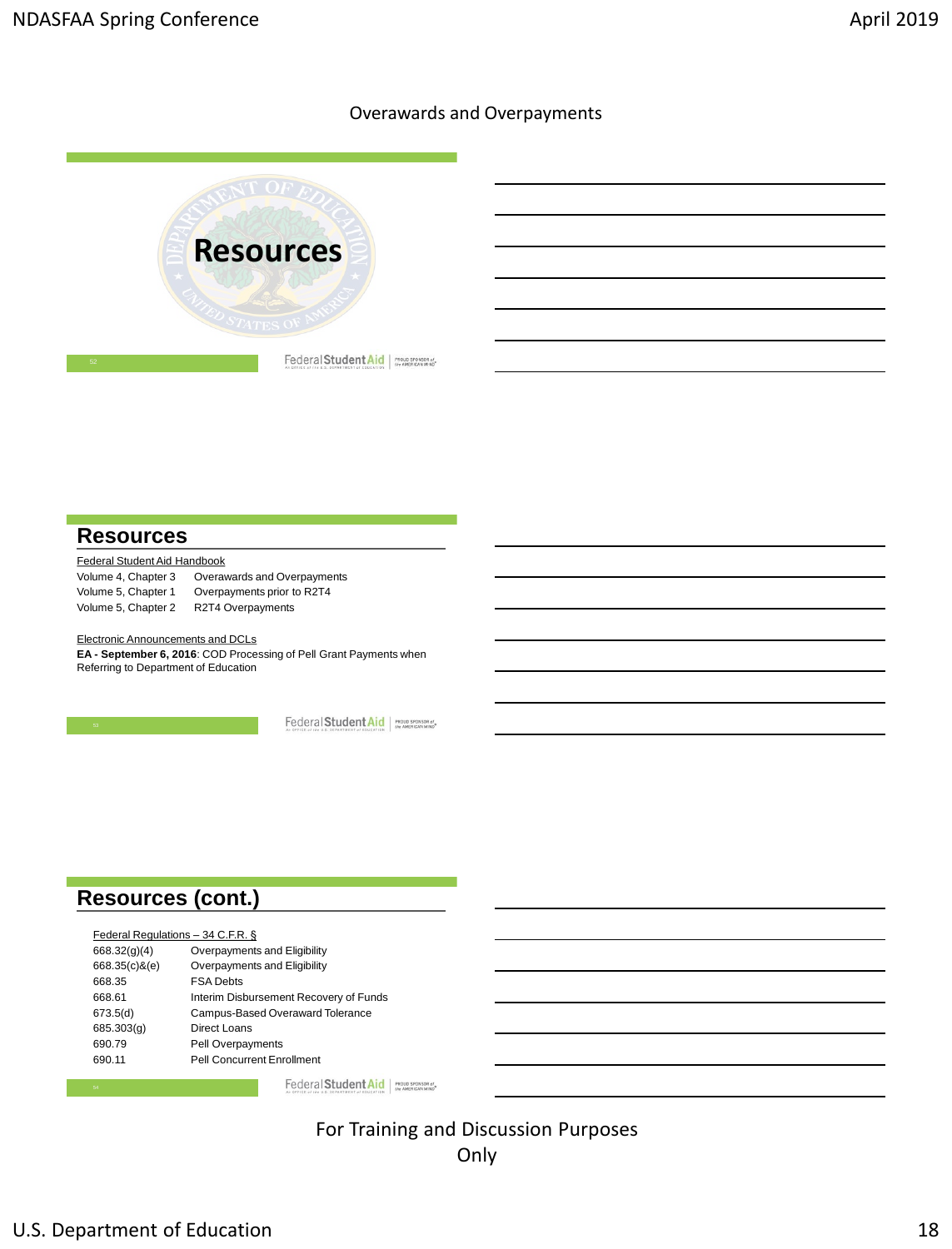Overawards and Overpayments

# Resources

## Resources

Federal Student Aid Handbook

| | |
|---|---|
| Volume 4, Chapter 3 | Overawards and Overpayments |
| Volume 5, Chapter 1 | Overpayments prior to R2T4 |
| Volume 5, Chapter 2 | R2T4 Overpayments |

Electronic Announcements and DCLs

**EA - September 6, 2016**: COD Processing of Pell Grant Payments when Referring to Department of Education

## Resources (cont.)

Federal Regulations – 34 C.F.R. §

| | |
|---|---|
| 668.32(g)(4) | Overpayments and Eligibility |
| 668.35(c)&(e) | Overpayments and Eligibility |
| 668.35 | FSA Debts |
| 668.61 | Interim Disbursement Recovery of Funds |
| 673.5(d) | Campus-Based Overaward Tolerance |
| 685.303(g) | Direct Loans |
| 690.79 | Pell Overpayments |
| 690.11 | Pell Concurrent Enrollment |

For Training and Discussion Purposes Only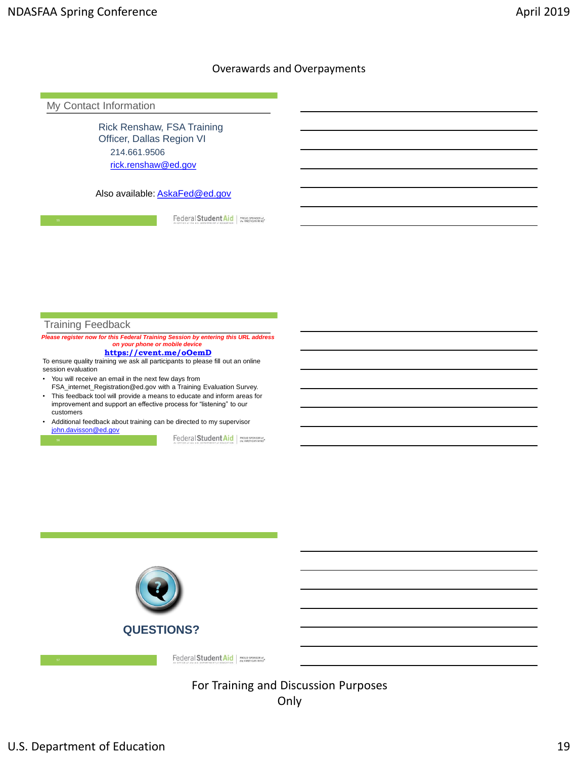Overawards and Overpayments

## My Contact Information

Rick Renshaw, FSA Training Officer, Dallas Region VI
214.661.9506
rick.renshaw@ed.gov

Also available: AskaFed@ed.gov

## Training Feedback

***Please register now for this Federal Training Session by entering this URL address on your phone or mobile device***

**https://cvent.me/oOemD**

To ensure quality training we ask all participants to please fill out an online session evaluation

- You will receive an email in the next few days from FSA_internet_Registration@ed.gov with a Training Evaluation Survey.
- This feedback tool will provide a means to educate and inform areas for improvement and support an effective process for "listening" to our customers
- Additional feedback about training can be directed to my supervisor john.davisson@ed.gov

## QUESTIONS?

For Training and Discussion Purposes Only